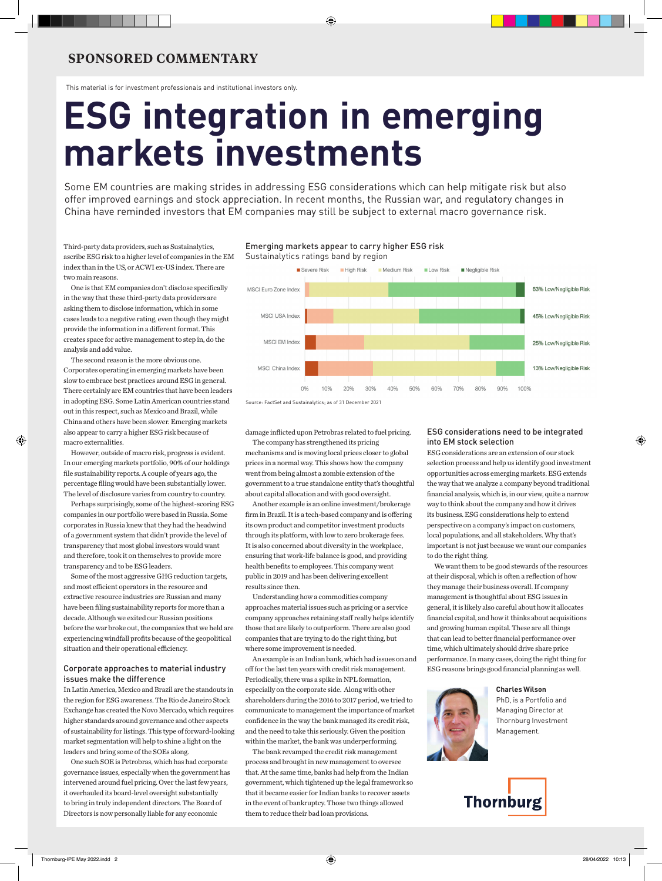## SPONSORED COMMENTARY

This material is for investment professionals and institutional investors only.

# ESG integration in emerging markets investments

Some EM countries are making strides in addressing ESG considerations which can help mitigate risk but also offer improved earnings and stock appreciation. In recent months, the Russian war, and regulatory changes in China have reminded investors that EM companies may still be subject to external macro governance risk.

Third-party data providers, such as Sustainalytics, ascribe ESG risk to a higher level of companies in the EM index than in the US, or ACWI ex-US index. There are two main reasons.

One is that EM companies don't disclose specifically in the way that these third-party data providers are asking them to disclose information, which in some cases leads to a negative rating, even though they might provide the information in a different format. This creates space for active management to step in, do the analysis and add value.

The second reason is the more obvious one. Corporates operating in emerging markets have been slow to embrace best practices around ESG in general. There certainly are EM countries that have been leaders in adopting ESG. Some Latin American countries stand out in this respect, such as Mexico and Brazil, while China and others have been slower. Emerging markets also appear to carry a higher ESG risk because of macro externalities.

However, outside of macro risk, progress is evident. In our emerging markets portfolio, 90% of our holdings file sustainability reports. A couple of years ago, the percentage filing would have been substantially lower. The level of disclosure varies from country to country.

Perhaps surprisingly, some of the highest-scoring ESG companies in our portfolio were based in Russia. Some corporates in Russia knew that they had the headwind of a government system that didn't provide the level of transparency that most global investors would want and therefore, took it on themselves to provide more transparency and to be ESG leaders.

Some of the most aggressive GHG reduction targets, and most efficient operators in the resource and extractive resource industries are Russian and many have been filing sustainability reports for more than a decade. Although we exited our Russian positions before the war broke out, the companies that we held are experiencing windfall profits because of the geopolitical situation and their operational efficiency.

### Emerging markets appear to carry higher ESG risk

Sustainalytics ratings band by region

Legend: Severe Risk, High Risk, Medium Risk, Low Risk, Negligible Risk

| Index | Low/Negligible Risk |
| --- | --- |
| MSCI Euro Zone Index | 63% Low/Negligible Risk |
| MSCI USA Index | 45% Low/Negligible Risk |
| MSCI EM Index | 25% Low/Negligible Risk |
| MSCI China Index | 13% Low/Negligible Risk |

Source: FactSet and Sustainalytics; as of 31 December 2021

### Corporate approaches to material industry issues make the difference

In Latin America, Mexico and Brazil are the standouts in the region for ESG awareness. The Rio de Janeiro Stock Exchange has created the Novo Mercado, which requires higher standards around governance and other aspects of sustainability for listings. This type of forward-looking market segmentation will help to shine a light on the leaders and bring some of the SOEs along.

One such SOE is Petrobras, which has had corporate governance issues, especially when the government has intervened around fuel pricing. Over the last few years, it overhauled its board-level oversight substantially to bring in truly independent directors. The Board of Directors is now personally liable for any economic damage inflicted upon Petrobras related to fuel pricing.

The company has strengthened its pricing mechanisms and is moving local prices closer to global prices in a normal way. This shows how the company went from being almost a zombie extension of the government to a true standalone entity that's thoughtful about capital allocation and with good oversight.

Another example is an online investment/brokerage firm in Brazil. It is a tech-based company and is offering its own product and competitor investment products through its platform, with low to zero brokerage fees. It is also concerned about diversity in the workplace, ensuring that work-life balance is good, and providing health benefits to employees. This company went public in 2019 and has been delivering excellent results since then.

Understanding how a commodities company approaches material issues such as pricing or a service company approaches retaining staff really helps identify those that are likely to outperform. There are also good companies that are trying to do the right thing, but where some improvement is needed.

An example is an Indian bank, which had issues on and off for the last ten years with credit risk management. Periodically, there was a spike in NPL formation, especially on the corporate side. Along with other shareholders during the 2016 to 2017 period, we tried to communicate to management the importance of market confidence in the way the bank managed its credit risk, and the need to take this seriously. Given the position within the market, the bank was underperforming.

The bank revamped the credit risk management process and brought in new management to oversee that. At the same time, banks had help from the Indian government, which tightened up the legal framework so that it became easier for Indian banks to recover assets in the event of bankruptcy. Those two things allowed them to reduce their bad loan provisions.

### ESG considerations need to be integrated into EM stock selection

ESG considerations are an extension of our stock selection process and help us identify good investment opportunities across emerging markets. ESG extends the way that we analyze a company beyond traditional financial analysis, which is, in our view, quite a narrow way to think about the company and how it drives its business. ESG considerations help to extend perspective on a company's impact on customers, local populations, and all stakeholders. Why that's important is not just because we want our companies to do the right thing.

We want them to be good stewards of the resources at their disposal, which is often a reflection of how they manage their business overall. If company management is thoughtful about ESG issues in general, it is likely also careful about how it allocates financial capital, and how it thinks about acquisitions and growing human capital. These are all things that can lead to better financial performance over time, which ultimately should drive share price performance. In many cases, doing the right thing for ESG reasons brings good financial planning as well.

**Charles Wilson**
PhD, is a Portfolio and Managing Director at Thornburg Investment Management.

Thornburg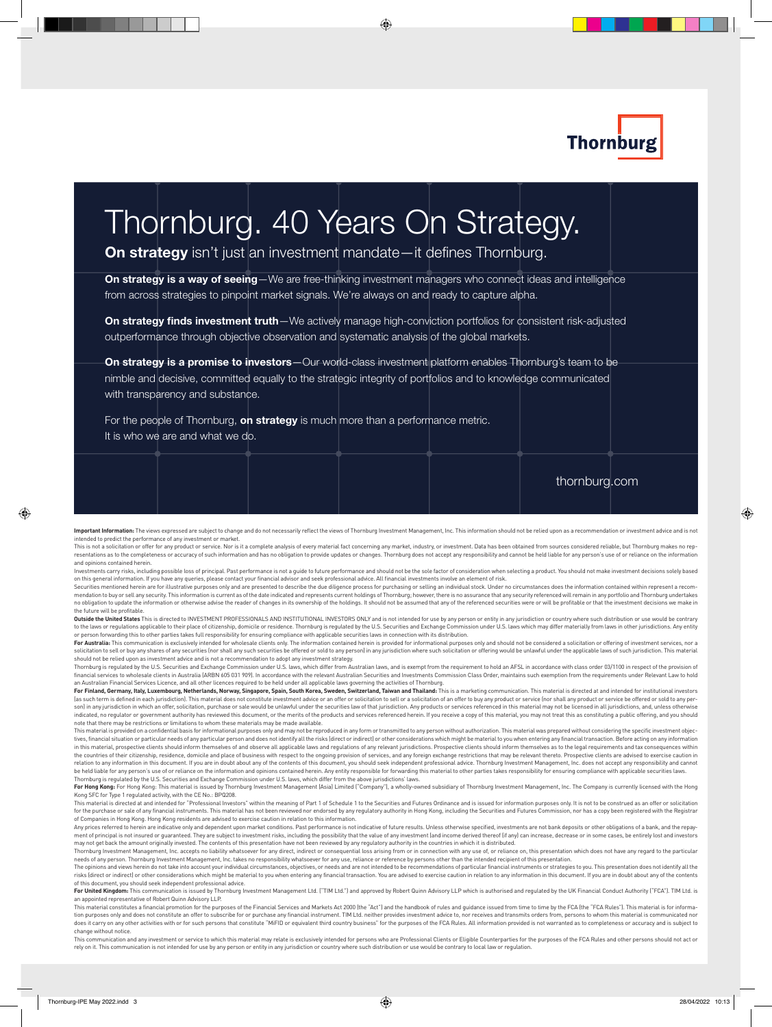Thornburg

# Thornburg. 40 Years On Strategy.

**On strategy** isn't just an investment mandate—it defines Thornburg.

**On strategy is a way of seeing**—We are free-thinking investment managers who connect ideas and intelligence from across strategies to pinpoint market signals. We're always on and ready to capture alpha.

**On strategy finds investment truth**—We actively manage high-conviction portfolios for consistent risk-adjusted outperformance through objective observation and systematic analysis of the global markets.

**On strategy is a promise to investors**—Our world-class investment platform enables Thornburg's team to be nimble and decisive, committed equally to the strategic integrity of portfolios and to knowledge communicated with transparency and substance.

For the people of Thornburg, **on strategy** is much more than a performance metric. It is who we are and what we do.

thornburg.com

**Important Information:** The views expressed are subject to change and do not necessarily reflect the views of Thornburg Investment Management, Inc. This information should not be relied upon as a recommendation or investment advice and is not intended to predict the performance of any investment or market.

This is not a solicitation or offer for any product or service. Nor is it a complete analysis of every material fact concerning any market, industry, or investment. Data has been obtained from sources considered reliable, but Thornburg makes no representations as to the completeness or accuracy of such information and has no obligation to provide updates or changes. Thornburg does not accept any responsibility and cannot be held liable for any person's use of or reliance on the information and opinions contained herein.

Investments carry risks, including possible loss of principal. Past performance is not a guide to future performance and should not be the sole factor of consideration when selecting a product. You should not make investment decisions solely based on this general information. If you have any queries, please contact your financial advisor and seek professional advice. All financial investments involve an element of risk.

Securities mentioned herein are for illustrative purposes only and are presented to describe the due diligence process for purchasing or selling an individual stock. Under no circumstances does the information contained within represent a recommendation to buy or sell any security. This information is current as of the date indicated and represents current holdings of Thornburg; however, there is no assurance that any security referenced will remain in any portfolio and Thornburg undertakes no obligation to update the information or otherwise advise the reader of changes in its ownership of the holdings. It should not be assumed that any of the referenced securities were or will be profitable or that the investment decisions we make in the future will be profitable.

**Outside the United States** This is directed to INVESTMENT PROFESSIONALS AND INSTITUTIONAL INVESTORS ONLY and is not intended for use by any person or entity in any jurisdiction or country where such distribution or use would be contrary to the laws or regulations applicable to their place of citizenship, domicile or residence. Thornburg is regulated by the U.S. Securities and Exchange Commission under U.S. laws which may differ materially from laws in other jurisdictions. Any entity or person forwarding this to other parties takes full responsibility for ensuring compliance with applicable securities laws in connection with its distribution.

**For Australia:** This communication is exclusively intended for wholesale clients only. The information contained herein is provided for informational purposes only and should not be considered a solicitation or offering of investment services, nor a solicitation to sell or buy any shares of any securities (nor shall any such securities be offered or sold to any person) in any jurisdiction where such solicitation or offering would be unlawful under the applicable laws of such jurisdiction. This material should not be relied upon as investment advice and is not a recommendation to adopt any investment strategy.

Thornburg is regulated by the U.S. Securities and Exchange Commission under U.S. laws, which differ from Australian laws, and is exempt from the requirement to hold an AFSL in accordance with class order 03/1100 in respect of the provision of financial services to wholesale clients in Australia (ARBN 605 031 909). In accordance with the relevant Australian Securities and Investments Commission Class Order, maintains such exemption from the requirements under Relevant Law to hold an Australian Financial Services Licence, and all other licences required to be held under all applicable laws governing the activities of Thornburg.

**For Finland, Germany, Italy, Luxembourg, Netherlands, Norway, Singapore, Spain, South Korea, Sweden, Switzerland, Taiwan and Thailand:** This is a marketing communication. This material is directed at and intended for institutional investors (as such term is defined in each jurisdiction). This material does not constitute investment advice or an offer or solicitation to sell or a solicitation of an offer to buy any product or service (nor shall any such product or service be offered or sold to any person) in any jurisdiction in which an offer, solicitation, purchase or sale would be unlawful under the securities law of that jurisdiction. Any products or services referenced in this material may not be licensed in all jurisdictions, and, unless otherwise indicated, no regulator or government authority has reviewed this document, or the merits of the products and services referenced herein. If you receive a copy of this material, you may not treat this as constituting a public offering, and you should note that there may be restrictions or limitations to whom these materials may be made available.

This material is provided on a confidential basis for informational purposes only and may not be reproduced in any form or transmitted to any person without authorization. This material was prepared without considering the specific investment objectives, financial situation or particular needs of any particular person and does not identify all the risks (direct or indirect) or other considerations which might be material to you when entering any financial transaction. Before acting on any information in this material, prospective clients should inform themselves of and observe all applicable laws and regulations of any relevant jurisdictions. Prospective clients should inform themselves as to the legal requirements and tax consequences within the countries of their citizenship, residence, domicile and place of business with respect to the ongoing provision of services, and any foreign exchange restrictions that may be relevant thereto. Prospective clients are advised to exercise caution in relation to any information in this document. If you are in doubt about any of the contents of this document, you should seek independent professional advice. Thornburg Investment Management, Inc. does not accept any responsibility and cannot be held liable for any person's use of or reliance on the information and opinions contained herein. Any entity responsible for forwarding this material to other parties takes responsibility for ensuring compliance with applicable securities laws.

Thornburg is regulated by the U.S. Securities and Exchange Commission under U.S. laws, which differ from the above jurisdictions' laws.

**For Hong Kong:** For Hong Kong: This material is issued by Thornburg Investment Management (Asia) Limited ("Company"), a wholly-owned subsidiary of Thornburg Investment Management, Inc. The Company is currently licensed with the Hong Kong SFC for Type 1 regulated activity, with the CE No.: BPQ208.

This material is directed at and intended for "Professional Investors" within the meaning of Part 1 of Schedule 1 to the Securities and Futures Ordinance and is issued for information purposes only. It is not to be construed as an offer or solicitation for the purchase or sale of any financial instruments. This material has not been reviewed nor endorsed by any regulatory authority in Hong Kong, including the Securities and Futures Commission, nor has a copy been registered with the Registrar of Companies in Hong Kong. Hong Kong residents are advised to exercise caution in relation to this information.

Any prices referred to herein are indicative only and dependent upon market conditions. Past performance is not indicative of future results. Unless otherwise specified, investments are not bank deposits or other obligations of a bank, and the repayment of principal is not insured or guaranteed. They are subject to investment risks, including the possibility that the value of any investment (and income derived thereof (if any) can increase, decrease or in some cases, be entirely lost and investors may not get back the amount originally invested. The contents of this presentation have not been reviewed by any regulatory authority in the countries in which it is distributed.

Thornburg Investment Management, Inc. accepts no liability whatsoever for any direct, indirect or consequential loss arising from or in connection with any use of, or reliance on, this presentation which does not have any regard to the particular needs of any person. Thornburg Investment Management, Inc. takes no responsibility whatsoever for any use, reliance or reference by persons other than the intended recipient of this presentation.

The opinions and views herein do not take into account your individual circumstances, objectives, or needs and are not intended to be recommendations of particular financial instruments or strategies to you. This presentation does not identify all the risks (direct or indirect) or other considerations which might be material to you when entering any financial transaction. You are advised to exercise caution in relation to any information in this document. If you are in doubt about any of the contents of this document, you should seek independent professional advice.

**For United Kingdom:** This communication is issued by Thornburg Investment Management Ltd. ("TIM Ltd.") and approved by Robert Quinn Advisory LLP which is authorised and regulated by the UK Financial Conduct Authority ("FCA"). TIM Ltd. is an appointed representative of Robert Quinn Advisory LLP.

This material constitutes a financial promotion for the purposes of the Financial Services and Markets Act 2000 (the "Act") and the handbook of rules and guidance issued from time to time by the FCA (the "FCA Rules"). This material is for information purposes only and does not constitute an offer to subscribe for or purchase any financial instrument. TIM Ltd. neither provides investment advice to, nor receives and transmits orders from, persons to whom this material is communicated nor does it carry on any other activities with or for such persons that constitute "MiFID or equivalent third country business" for the purposes of the FCA Rules. All information provided is not warranted as to completeness or accuracy and is subject to change without notice.

This communication and any investment or service to which this material may relate is exclusively intended for persons who are Professional Clients or Eligible Counterparties for the purposes of the FCA Rules and other persons should not act or rely on it. This communication is not intended for use by any person or entity in any jurisdiction or country where such distribution or use would be contrary to local law or regulation.